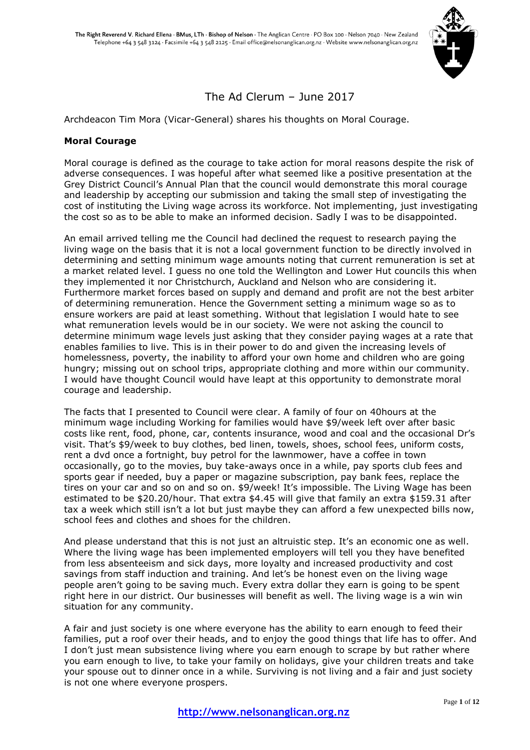The Right Reverend V. Richard Ellena · BMus, LTh · Bishop of Nelson · The Anglican Centre · PO Box 100 · Nelson 7040 · New Zealand
Telephone +64 3 548 3124 · Facsimile +64 3 548 2125 · Email office@nelsonanglican.org.nz · Website www.nelsonanglican.org.nz

# The Ad Clerum – June 2017

Archdeacon Tim Mora (Vicar-General) shares his thoughts on Moral Courage.

## Moral Courage

Moral courage is defined as the courage to take action for moral reasons despite the risk of adverse consequences. I was hopeful after what seemed like a positive presentation at the Grey District Council's Annual Plan that the council would demonstrate this moral courage and leadership by accepting our submission and taking the small step of investigating the cost of instituting the Living wage across its workforce. Not implementing, just investigating the cost so as to be able to make an informed decision. Sadly I was to be disappointed.

An email arrived telling me the Council had declined the request to research paying the living wage on the basis that it is not a local government function to be directly involved in determining and setting minimum wage amounts noting that current remuneration is set at a market related level. I guess no one told the Wellington and Lower Hut councils this when they implemented it nor Christchurch, Auckland and Nelson who are considering it. Furthermore market forces based on supply and demand and profit are not the best arbiter of determining remuneration. Hence the Government setting a minimum wage so as to ensure workers are paid at least something. Without that legislation I would hate to see what remuneration levels would be in our society. We were not asking the council to determine minimum wage levels just asking that they consider paying wages at a rate that enables families to live. This is in their power to do and given the increasing levels of homelessness, poverty, the inability to afford your own home and children who are going hungry; missing out on school trips, appropriate clothing and more within our community. I would have thought Council would have leapt at this opportunity to demonstrate moral courage and leadership.

The facts that I presented to Council were clear. A family of four on 40hours at the minimum wage including Working for families would have $9/week left over after basic costs like rent, food, phone, car, contents insurance, wood and coal and the occasional Dr's visit. That's $9/week to buy clothes, bed linen, towels, shoes, school fees, uniform costs, rent a dvd once a fortnight, buy petrol for the lawnmower, have a coffee in town occasionally, go to the movies, buy take-aways once in a while, pay sports club fees and sports gear if needed, buy a paper or magazine subscription, pay bank fees, replace the tires on your car and so on and so on. $9/week! It's impossible. The Living Wage has been estimated to be $20.20/hour. That extra $4.45 will give that family an extra $159.31 after tax a week which still isn't a lot but just maybe they can afford a few unexpected bills now, school fees and clothes and shoes for the children.

And please understand that this is not just an altruistic step. It's an economic one as well. Where the living wage has been implemented employers will tell you they have benefited from less absenteeism and sick days, more loyalty and increased productivity and cost savings from staff induction and training. And let's be honest even on the living wage people aren't going to be saving much. Every extra dollar they earn is going to be spent right here in our district. Our businesses will benefit as well. The living wage is a win win situation for any community.

A fair and just society is one where everyone has the ability to earn enough to feed their families, put a roof over their heads, and to enjoy the good things that life has to offer. And I don't just mean subsistence living where you earn enough to scrape by but rather where you earn enough to live, to take your family on holidays, give your children treats and take your spouse out to dinner once in a while. Surviving is not living and a fair and just society is not one where everyone prospers.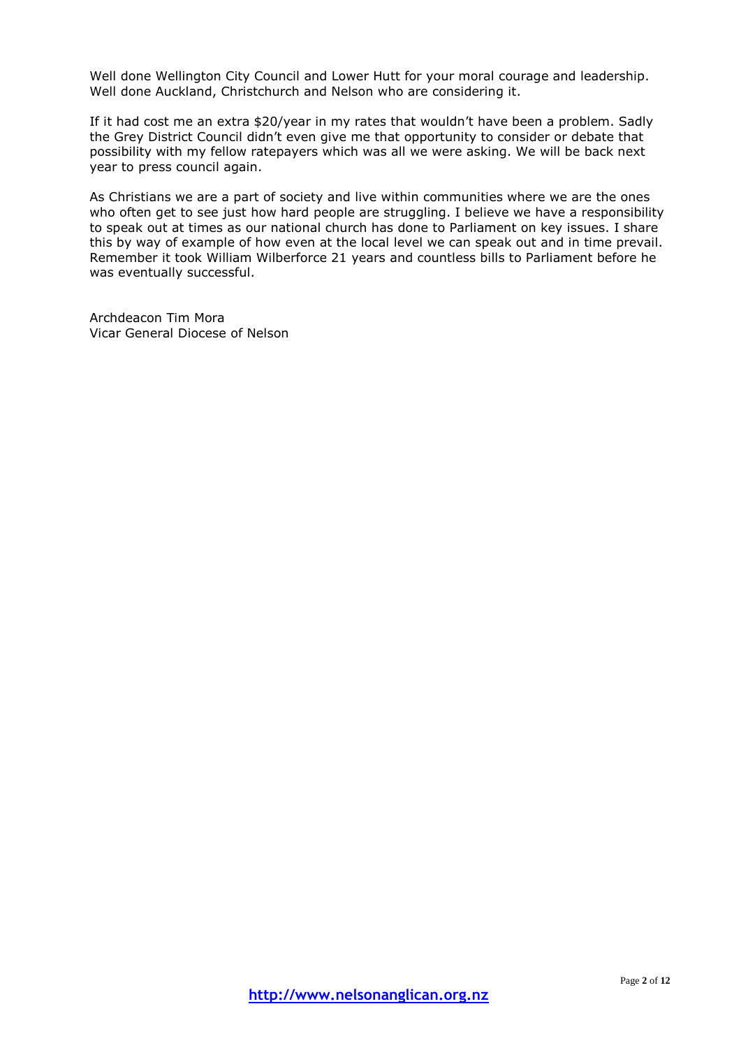Well done Wellington City Council and Lower Hutt for your moral courage and leadership. Well done Auckland, Christchurch and Nelson who are considering it.

If it had cost me an extra $20/year in my rates that wouldn't have been a problem. Sadly the Grey District Council didn't even give me that opportunity to consider or debate that possibility with my fellow ratepayers which was all we were asking. We will be back next year to press council again.

As Christians we are a part of society and live within communities where we are the ones who often get to see just how hard people are struggling. I believe we have a responsibility to speak out at times as our national church has done to Parliament on key issues. I share this by way of example of how even at the local level we can speak out and in time prevail. Remember it took William Wilberforce 21 years and countless bills to Parliament before he was eventually successful.

Archdeacon Tim Mora
Vicar General Diocese of Nelson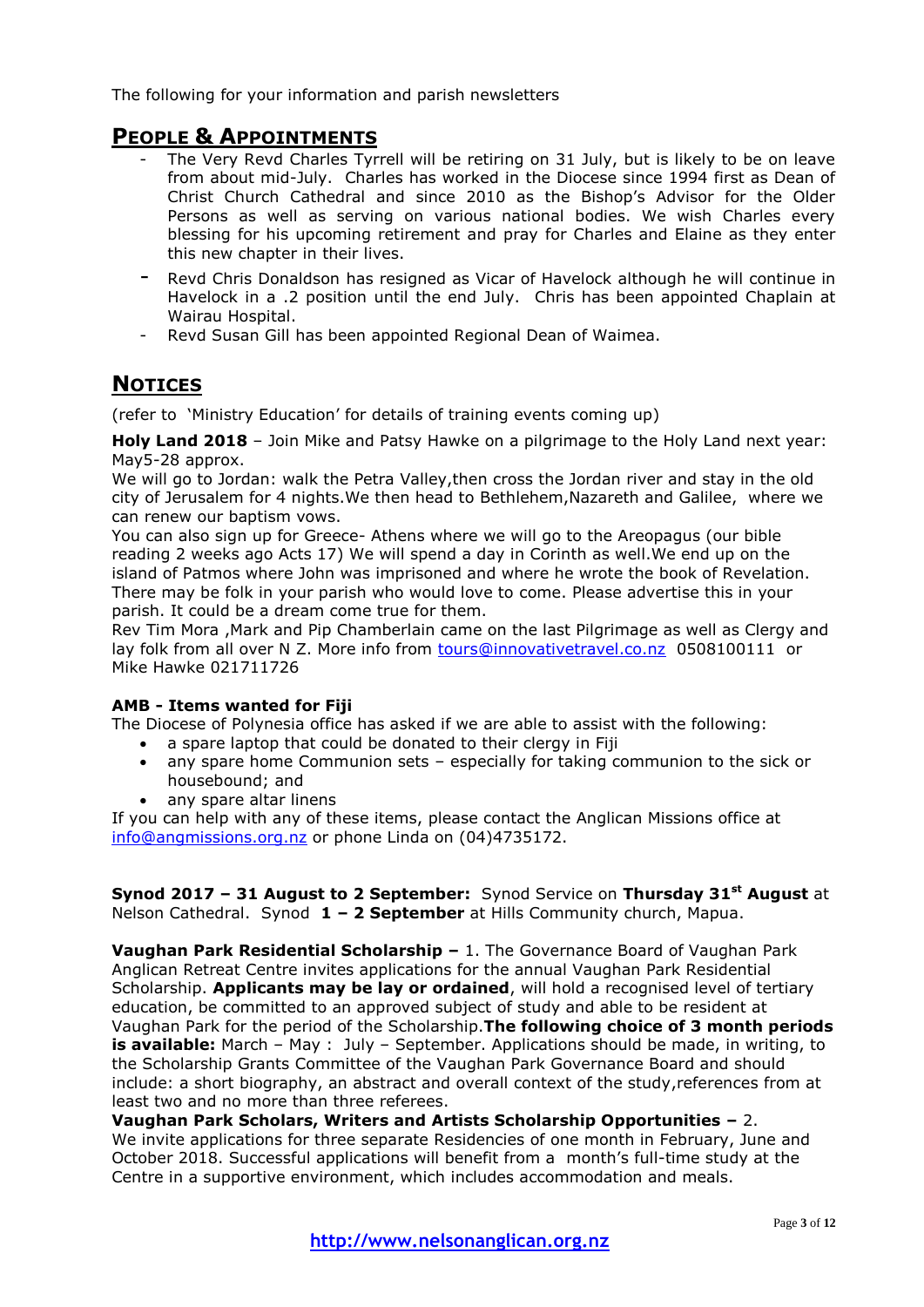The following for your information and parish newsletters

## People & Appointments

- The Very Revd Charles Tyrrell will be retiring on 31 July, but is likely to be on leave from about mid-July. Charles has worked in the Diocese since 1994 first as Dean of Christ Church Cathedral and since 2010 as the Bishop's Advisor for the Older Persons as well as serving on various national bodies. We wish Charles every blessing for his upcoming retirement and pray for Charles and Elaine as they enter this new chapter in their lives.
- Revd Chris Donaldson has resigned as Vicar of Havelock although he will continue in Havelock in a .2 position until the end July. Chris has been appointed Chaplain at Wairau Hospital.
- Revd Susan Gill has been appointed Regional Dean of Waimea.

## Notices

(refer to 'Ministry Education' for details of training events coming up)

**Holy Land 2018** – Join Mike and Patsy Hawke on a pilgrimage to the Holy Land next year: May5-28 approx.
We will go to Jordan: walk the Petra Valley,then cross the Jordan river and stay in the old city of Jerusalem for 4 nights.We then head to Bethlehem,Nazareth and Galilee, where we can renew our baptism vows.
You can also sign up for Greece- Athens where we will go to the Areopagus (our bible reading 2 weeks ago Acts 17) We will spend a day in Corinth as well.We end up on the island of Patmos where John was imprisoned and where he wrote the book of Revelation.
There may be folk in your parish who would love to come. Please advertise this in your parish. It could be a dream come true for them.
Rev Tim Mora ,Mark and Pip Chamberlain came on the last Pilgrimage as well as Clergy and lay folk from all over N Z. More info from tours@innovativetravel.co.nz 0508100111 or Mike Hawke 021711726

**AMB - Items wanted for Fiji**
The Diocese of Polynesia office has asked if we are able to assist with the following:

- a spare laptop that could be donated to their clergy in Fiji
- any spare home Communion sets – especially for taking communion to the sick or housebound; and
- any spare altar linens

If you can help with any of these items, please contact the Anglican Missions office at info@angmissions.org.nz or phone Linda on (04)4735172.

**Synod 2017 – 31 August to 2 September:** Synod Service on **Thursday 31st August** at Nelson Cathedral. Synod **1 – 2 September** at Hills Community church, Mapua.

**Vaughan Park Residential Scholarship –** 1. The Governance Board of Vaughan Park Anglican Retreat Centre invites applications for the annual Vaughan Park Residential Scholarship. **Applicants may be lay or ordained**, will hold a recognised level of tertiary education, be committed to an approved subject of study and able to be resident at Vaughan Park for the period of the Scholarship.**The following choice of 3 month periods is available:** March – May : July – September. Applications should be made, in writing, to the Scholarship Grants Committee of the Vaughan Park Governance Board and should include: a short biography, an abstract and overall context of the study,references from at least two and no more than three referees.
**Vaughan Park Scholars, Writers and Artists Scholarship Opportunities –** 2.
We invite applications for three separate Residencies of one month in February, June and October 2018. Successful applications will benefit from a month's full-time study at the Centre in a supportive environment, which includes accommodation and meals.

http://www.nelsonanglican.org.nz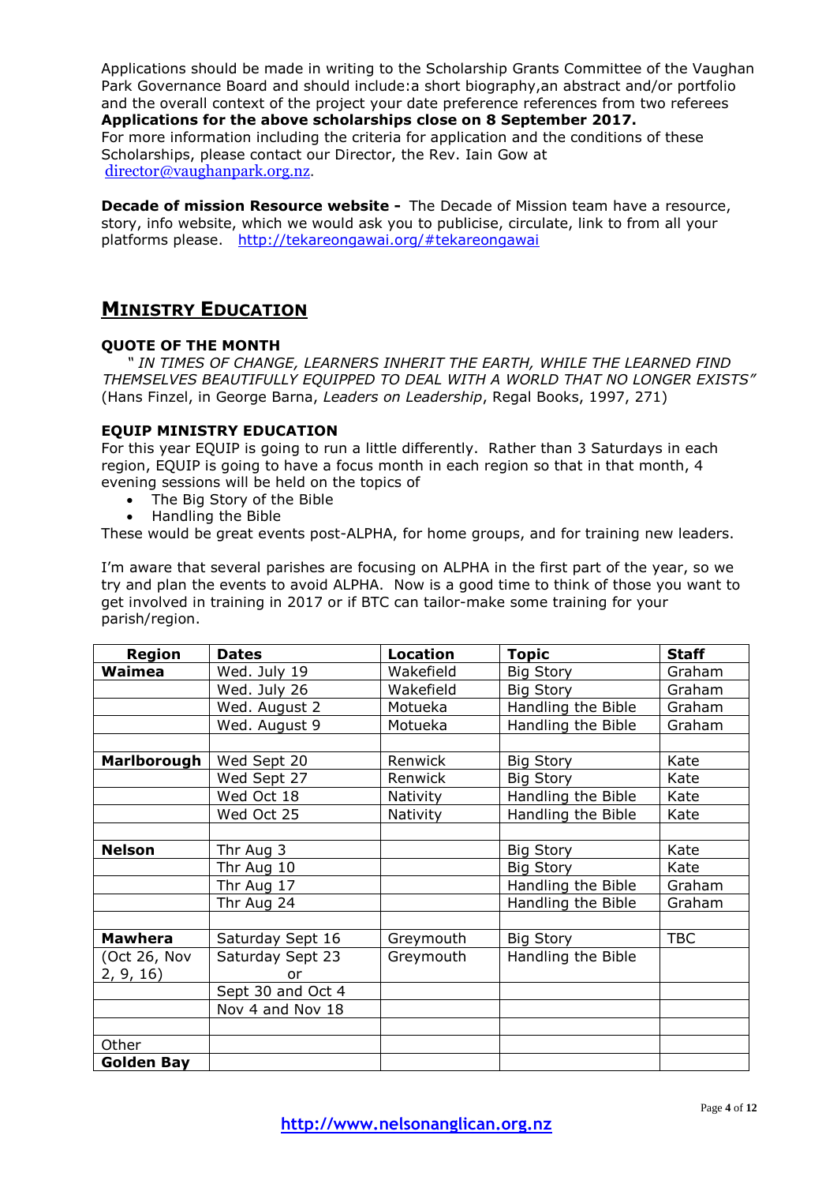Applications should be made in writing to the Scholarship Grants Committee of the Vaughan Park Governance Board and should include:a short biography,an abstract and/or portfolio and the overall context of the project your date preference references from two referees

**Applications for the above scholarships close on 8 September 2017.**

For more information including the criteria for application and the conditions of these Scholarships, please contact our Director, the Rev. Iain Gow at director@vaughanpark.org.nz.

**Decade of mission Resource website -** The Decade of Mission team have a resource, story, info website, which we would ask you to publicise, circulate, link to from all your platforms please. http://tekareongawai.org/#tekareongawai

## MINISTRY EDUCATION

### QUOTE OF THE MONTH

*" IN TIMES OF CHANGE, LEARNERS INHERIT THE EARTH, WHILE THE LEARNED FIND THEMSELVES BEAUTIFULLY EQUIPPED TO DEAL WITH A WORLD THAT NO LONGER EXISTS"* (Hans Finzel, in George Barna, *Leaders on Leadership*, Regal Books, 1997, 271)

### EQUIP MINISTRY EDUCATION

For this year EQUIP is going to run a little differently. Rather than 3 Saturdays in each region, EQUIP is going to have a focus month in each region so that in that month, 4 evening sessions will be held on the topics of

- The Big Story of the Bible
- Handling the Bible

These would be great events post-ALPHA, for home groups, and for training new leaders.

I'm aware that several parishes are focusing on ALPHA in the first part of the year, so we try and plan the events to avoid ALPHA. Now is a good time to think of those you want to get involved in training in 2017 or if BTC can tailor-make some training for your parish/region.

| Region | Dates | Location | Topic | Staff |
|---|---|---|---|---|
| **Waimea** | Wed. July 19 | Wakefield | Big Story | Graham |
| | Wed. July 26 | Wakefield | Big Story | Graham |
| | Wed. August 2 | Motueka | Handling the Bible | Graham |
| | Wed. August 9 | Motueka | Handling the Bible | Graham |
| | | | | |
| **Marlborough** | Wed Sept 20 | Renwick | Big Story | Kate |
| | Wed Sept 27 | Renwick | Big Story | Kate |
| | Wed Oct 18 | Nativity | Handling the Bible | Kate |
| | Wed Oct 25 | Nativity | Handling the Bible | Kate |
| | | | | |
| **Nelson** | Thr Aug 3 | | Big Story | Kate |
| | Thr Aug 10 | | Big Story | Kate |
| | Thr Aug 17 | | Handling the Bible | Graham |
| | Thr Aug 24 | | Handling the Bible | Graham |
| | | | | |
| **Mawhera** | Saturday Sept 16 | Greymouth | Big Story | TBC |
| (Oct 26, Nov 2, 9, 16) | Saturday Sept 23 or | Greymouth | Handling the Bible | |
| | Sept 30 and Oct 4 | | | |
| | Nov 4 and Nov 18 | | | |
| | | | | |
| Other | | | | |
| **Golden Bay** | | | | |

http://www.nelsonanglican.org.nz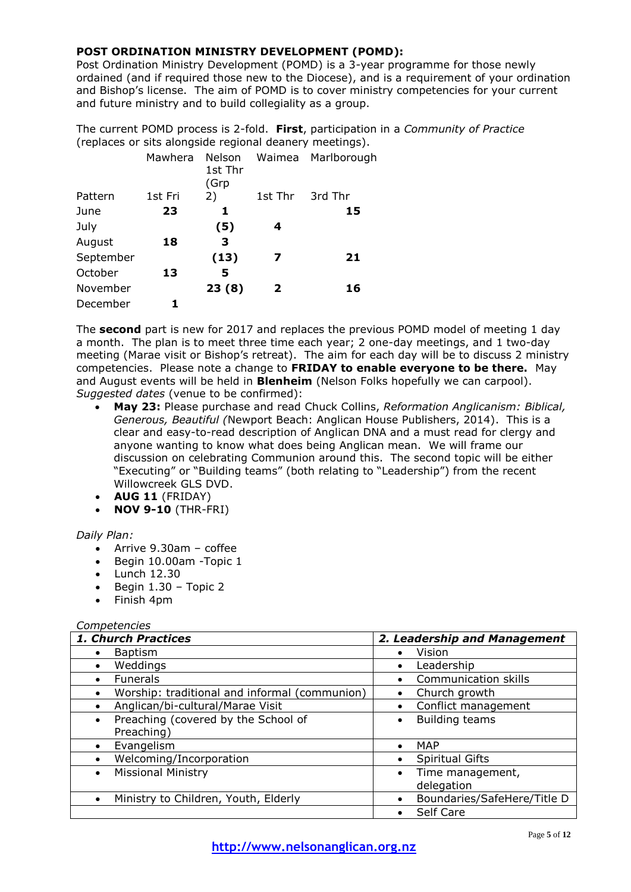**POST ORDINATION MINISTRY DEVELOPMENT (POMD):**

Post Ordination Ministry Development (POMD) is a 3-year programme for those newly ordained (and if required those new to the Diocese), and is a requirement of your ordination and Bishop's license. The aim of POMD is to cover ministry competencies for your current and future ministry and to build collegiality as a group.

The current POMD process is 2-fold. **First**, participation in a *Community of Practice* (replaces or sits alongside regional deanery meetings).

| | Mawhera | Nelson 1st Thr (Grp 2) | Waimea | Marlborough |
|---|---|---|---|---|
| Pattern | 1st Fri | | 1st Thr | 3rd Thr |
| June | **23** | **1** | | **15** |
| July | | **(5)** | **4** | |
| August | **18** | **3** | | |
| September | | **(13)** | **7** | **21** |
| October | **13** | **5** | | |
| November | | **23 (8)** | **2** | **16** |
| December | **1** | | | |

The **second** part is new for 2017 and replaces the previous POMD model of meeting 1 day a month. The plan is to meet three time each year; 2 one-day meetings, and 1 two-day meeting (Marae visit or Bishop's retreat). The aim for each day will be to discuss 2 ministry competencies. Please note a change to **FRIDAY to enable everyone to be there.** May and August events will be held in **Blenheim** (Nelson Folks hopefully we can carpool). *Suggested dates* (venue to be confirmed):

- **May 23:** Please purchase and read Chuck Collins, *Reformation Anglicanism: Biblical, Generous, Beautiful (*Newport Beach: Anglican House Publishers, 2014). This is a clear and easy-to-read description of Anglican DNA and a must read for clergy and anyone wanting to know what does being Anglican mean. We will frame our discussion on celebrating Communion around this. The second topic will be either "Executing" or "Building teams" (both relating to "Leadership") from the recent Willowcreek GLS DVD.
- **AUG 11** (FRIDAY)
- **NOV 9-10** (THR-FRI)

*Daily Plan:*

- Arrive 9.30am – coffee
- Begin 10.00am -Topic 1
- Lunch 12.30
- Begin 1.30 – Topic 2
- Finish 4pm

*Competencies*

| ***1. Church Practices*** | ***2. Leadership and Management*** |
|---|---|
| • Baptism | • Vision |
| • Weddings | • Leadership |
| • Funerals | • Communication skills |
| • Worship: traditional and informal (communion) | • Church growth |
| • Anglican/bi-cultural/Marae Visit | • Conflict management |
| • Preaching (covered by the School of Preaching) | • Building teams |
| • Evangelism | • MAP |
| • Welcoming/Incorporation | • Spiritual Gifts |
| • Missional Ministry | • Time management, delegation |
| • Ministry to Children, Youth, Elderly | • Boundaries/SafeHere/Title D |
| | • Self Care |

http://www.nelsonanglican.org.nz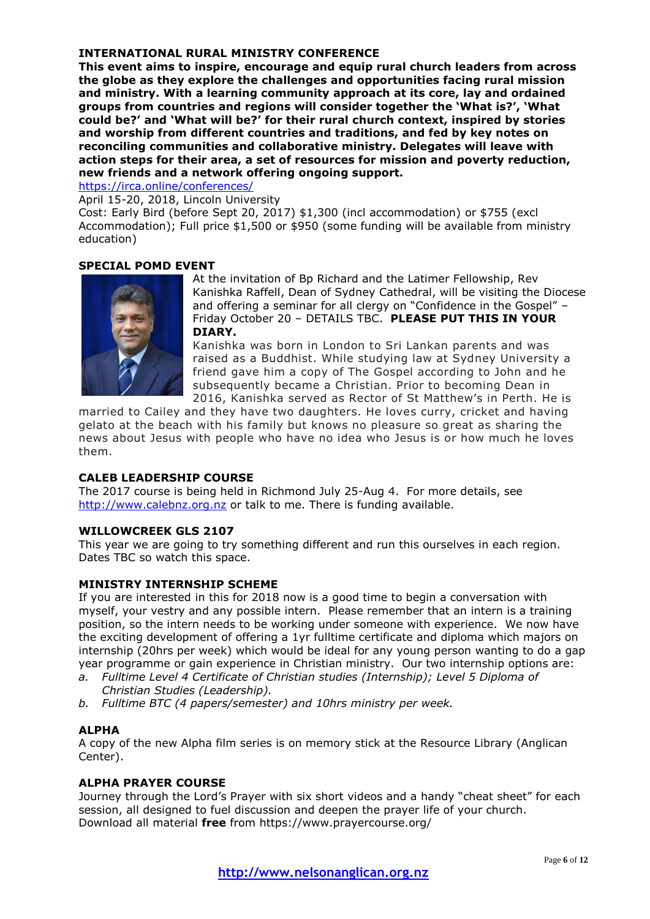## INTERNATIONAL RURAL MINISTRY CONFERENCE

**This event aims to inspire, encourage and equip rural church leaders from across the globe as they explore the challenges and opportunities facing rural mission and ministry. With a learning community approach at its core, lay and ordained groups from countries and regions will consider together the 'What is?', 'What could be?' and 'What will be?' for their rural church context, inspired by stories and worship from different countries and traditions, and fed by key notes on reconciling communities and collaborative ministry. Delegates will leave with action steps for their area, a set of resources for mission and poverty reduction, new friends and a network offering ongoing support.**

https://irca.online/conferences/

April 15-20, 2018, Lincoln University

Cost: Early Bird (before Sept 20, 2017) $1,300 (incl accommodation) or $755 (excl Accommodation); Full price $1,500 or $950 (some funding will be available from ministry education)

## SPECIAL POMD EVENT

At the invitation of Bp Richard and the Latimer Fellowship, Rev Kanishka Raffell, Dean of Sydney Cathedral, will be visiting the Diocese and offering a seminar for all clergy on "Confidence in the Gospel" – Friday October 20 – DETAILS TBC. **PLEASE PUT THIS IN YOUR DIARY.**

Kanishka was born in London to Sri Lankan parents and was raised as a Buddhist. While studying law at Sydney University a friend gave him a copy of The Gospel according to John and he subsequently became a Christian. Prior to becoming Dean in 2016, Kanishka served as Rector of St Matthew's in Perth. He is married to Cailey and they have two daughters. He loves curry, cricket and having gelato at the beach with his family but knows no pleasure so great as sharing the news about Jesus with people who have no idea who Jesus is or how much he loves them.

## CALEB LEADERSHIP COURSE

The 2017 course is being held in Richmond July 25-Aug 4. For more details, see http://www.calebnz.org.nz or talk to me. There is funding available.

## WILLOWCREEK GLS 2107

This year we are going to try something different and run this ourselves in each region. Dates TBC so watch this space.

## MINISTRY INTERNSHIP SCHEME

If you are interested in this for 2018 now is a good time to begin a conversation with myself, your vestry and any possible intern. Please remember that an intern is a training position, so the intern needs to be working under someone with experience. We now have the exciting development of offering a 1yr fulltime certificate and diploma which majors on internship (20hrs per week) which would be ideal for any young person wanting to do a gap year programme or gain experience in Christian ministry. Our two internship options are:

a. *Fulltime Level 4 Certificate of Christian studies (Internship); Level 5 Diploma of Christian Studies (Leadership).*
b. *Fulltime BTC (4 papers/semester) and 10hrs ministry per week.*

## ALPHA

A copy of the new Alpha film series is on memory stick at the Resource Library (Anglican Center).

## ALPHA PRAYER COURSE

Journey through the Lord's Prayer with six short videos and a handy "cheat sheet" for each session, all designed to fuel discussion and deepen the prayer life of your church. Download all material **free** from https://www.prayercourse.org/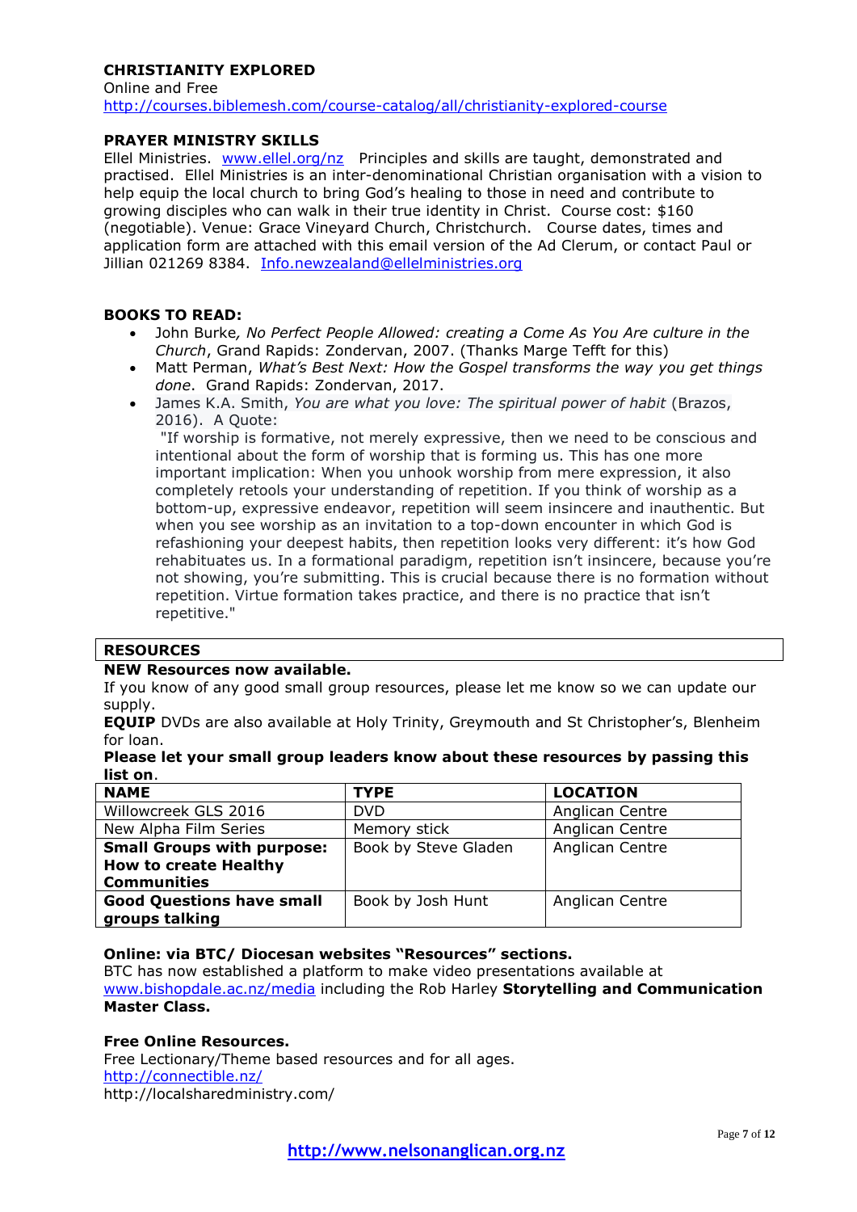**CHRISTIANITY EXPLORED**
Online and Free
http://courses.biblemesh.com/course-catalog/all/christianity-explored-course

**PRAYER MINISTRY SKILLS**
Ellel Ministries. www.ellel.org/nz Principles and skills are taught, demonstrated and practised. Ellel Ministries is an inter-denominational Christian organisation with a vision to help equip the local church to bring God's healing to those in need and contribute to growing disciples who can walk in their true identity in Christ. Course cost: $160 (negotiable). Venue: Grace Vineyard Church, Christchurch. Course dates, times and application form are attached with this email version of the Ad Clerum, or contact Paul or Jillian 021269 8384. Info.newzealand@ellelministries.org

**BOOKS TO READ:**

- John Burke*, No Perfect People Allowed: creating a Come As You Are culture in the Church*, Grand Rapids: Zondervan, 2007. (Thanks Marge Tefft for this)
- Matt Perman, *What's Best Next: How the Gospel transforms the way you get things done*. Grand Rapids: Zondervan, 2017.
- James K.A. Smith, *You are what you love: The spiritual power of habit* (Brazos, 2016). A Quote:
  "If worship is formative, not merely expressive, then we need to be conscious and intentional about the form of worship that is forming us. This has one more important implication: When you unhook worship from mere expression, it also completely retools your understanding of repetition. If you think of worship as a bottom-up, expressive endeavor, repetition will seem insincere and inauthentic. But when you see worship as an invitation to a top-down encounter in which God is refashioning your deepest habits, then repetition looks very different: it's how God rehabituates us. In a formational paradigm, repetition isn't insincere, because you're not showing, you're submitting. This is crucial because there is no formation without repetition. Virtue formation takes practice, and there is no practice that isn't repetitive."

**RESOURCES**

**NEW Resources now available.**
If you know of any good small group resources, please let me know so we can update our supply.
**EQUIP** DVDs are also available at Holy Trinity, Greymouth and St Christopher's, Blenheim for loan.
**Please let your small group leaders know about these resources by passing this list on**.

| NAME | TYPE | LOCATION |
|---|---|---|
| Willowcreek GLS 2016 | DVD | Anglican Centre |
| New Alpha Film Series | Memory stick | Anglican Centre |
| **Small Groups with purpose: How to create Healthy Communities** | Book by Steve Gladen | Anglican Centre |
| **Good Questions have small groups talking** | Book by Josh Hunt | Anglican Centre |

**Online: via BTC/ Diocesan websites "Resources" sections.**
BTC has now established a platform to make video presentations available at www.bishopdale.ac.nz/media including the Rob Harley **Storytelling and Communication Master Class.**

**Free Online Resources.**
Free Lectionary/Theme based resources and for all ages.
http://connectible.nz/
http://localsharedministry.com/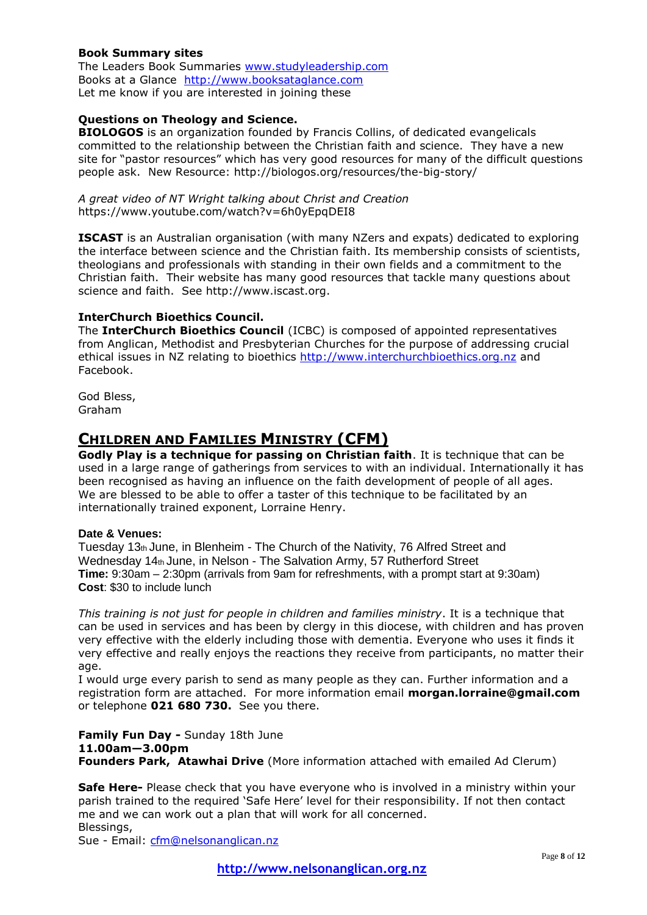**Book Summary sites**
The Leaders Book Summaries www.studyleadership.com
Books at a Glance http://www.booksataglance.com
Let me know if you are interested in joining these

**Questions on Theology and Science.**
**BIOLOGOS** is an organization founded by Francis Collins, of dedicated evangelicals committed to the relationship between the Christian faith and science. They have a new site for "pastor resources" which has very good resources for many of the difficult questions people ask. New Resource: http://biologos.org/resources/the-big-story/

*A great video of NT Wright talking about Christ and Creation*
https://www.youtube.com/watch?v=6h0yEpqDEI8

**ISCAST** is an Australian organisation (with many NZers and expats) dedicated to exploring the interface between science and the Christian faith. Its membership consists of scientists, theologians and professionals with standing in their own fields and a commitment to the Christian faith. Their website has many good resources that tackle many questions about science and faith. See http://www.iscast.org.

**InterChurch Bioethics Council.**
The **InterChurch Bioethics Council** (ICBC) is composed of appointed representatives from Anglican, Methodist and Presbyterian Churches for the purpose of addressing crucial ethical issues in NZ relating to bioethics http://www.interchurchbioethics.org.nz and Facebook.

God Bless,
Graham

## Children and Families Ministry (CFM)

**Godly Play is a technique for passing on Christian faith**. It is technique that can be used in a large range of gatherings from services to with an individual. Internationally it has been recognised as having an influence on the faith development of people of all ages. We are blessed to be able to offer a taster of this technique to be facilitated by an internationally trained exponent, Lorraine Henry.

**Date & Venues:**
Tuesday 13th June, in Blenheim - The Church of the Nativity, 76 Alfred Street and
Wednesday 14th June, in Nelson - The Salvation Army, 57 Rutherford Street
**Time:** 9:30am – 2:30pm (arrivals from 9am for refreshments, with a prompt start at 9:30am)
**Cost**: $30 to include lunch

*This training is not just for people in children and families ministry*. It is a technique that can be used in services and has been by clergy in this diocese, with children and has proven very effective with the elderly including those with dementia. Everyone who uses it finds it very effective and really enjoys the reactions they receive from participants, no matter their age.
I would urge every parish to send as many people as they can. Further information and a registration form are attached. For more information email **morgan.lorraine@gmail.com** or telephone **021 680 730.** See you there.

**Family Fun Day -** Sunday 18th June
**11.00am—3.00pm**
**Founders Park, Atawhai Drive** (More information attached with emailed Ad Clerum)

**Safe Here-** Please check that you have everyone who is involved in a ministry within your parish trained to the required 'Safe Here' level for their responsibility. If not then contact me and we can work out a plan that will work for all concerned.
Blessings,
Sue - Email: cfm@nelsonanglican.nz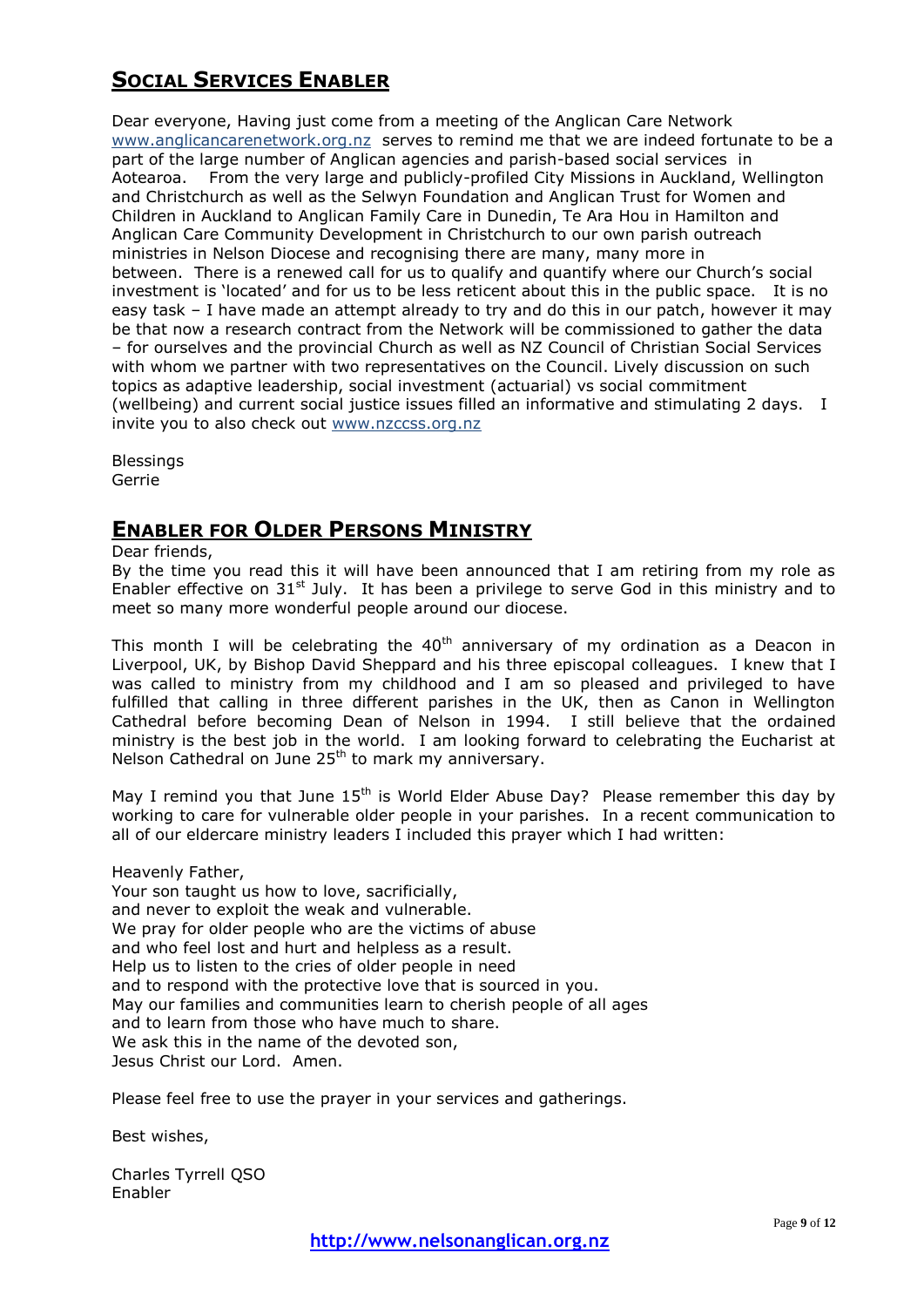## Social Services Enabler

Dear everyone, Having just come from a meeting of the Anglican Care Network www.anglicancarenetwork.org.nz serves to remind me that we are indeed fortunate to be a part of the large number of Anglican agencies and parish-based social services in Aotearoa. From the very large and publicly-profiled City Missions in Auckland, Wellington and Christchurch as well as the Selwyn Foundation and Anglican Trust for Women and Children in Auckland to Anglican Family Care in Dunedin, Te Ara Hou in Hamilton and Anglican Care Community Development in Christchurch to our own parish outreach ministries in Nelson Diocese and recognising there are many, many more in between. There is a renewed call for us to qualify and quantify where our Church's social investment is 'located' and for us to be less reticent about this in the public space. It is no easy task – I have made an attempt already to try and do this in our patch, however it may be that now a research contract from the Network will be commissioned to gather the data – for ourselves and the provincial Church as well as NZ Council of Christian Social Services with whom we partner with two representatives on the Council. Lively discussion on such topics as adaptive leadership, social investment (actuarial) vs social commitment (wellbeing) and current social justice issues filled an informative and stimulating 2 days. I invite you to also check out www.nzccss.org.nz

Blessings
Gerrie

## Enabler for Older Persons Ministry

Dear friends,
By the time you read this it will have been announced that I am retiring from my role as Enabler effective on 31st July. It has been a privilege to serve God in this ministry and to meet so many more wonderful people around our diocese.

This month I will be celebrating the 40th anniversary of my ordination as a Deacon in Liverpool, UK, by Bishop David Sheppard and his three episcopal colleagues. I knew that I was called to ministry from my childhood and I am so pleased and privileged to have fulfilled that calling in three different parishes in the UK, then as Canon in Wellington Cathedral before becoming Dean of Nelson in 1994. I still believe that the ordained ministry is the best job in the world. I am looking forward to celebrating the Eucharist at Nelson Cathedral on June 25th to mark my anniversary.

May I remind you that June 15th is World Elder Abuse Day? Please remember this day by working to care for vulnerable older people in your parishes. In a recent communication to all of our eldercare ministry leaders I included this prayer which I had written:

Heavenly Father,
Your son taught us how to love, sacrificially,
and never to exploit the weak and vulnerable.
We pray for older people who are the victims of abuse
and who feel lost and hurt and helpless as a result.
Help us to listen to the cries of older people in need
and to respond with the protective love that is sourced in you.
May our families and communities learn to cherish people of all ages
and to learn from those who have much to share.
We ask this in the name of the devoted son,
Jesus Christ our Lord. Amen.

Please feel free to use the prayer in your services and gatherings.

Best wishes,

Charles Tyrrell QSO
Enabler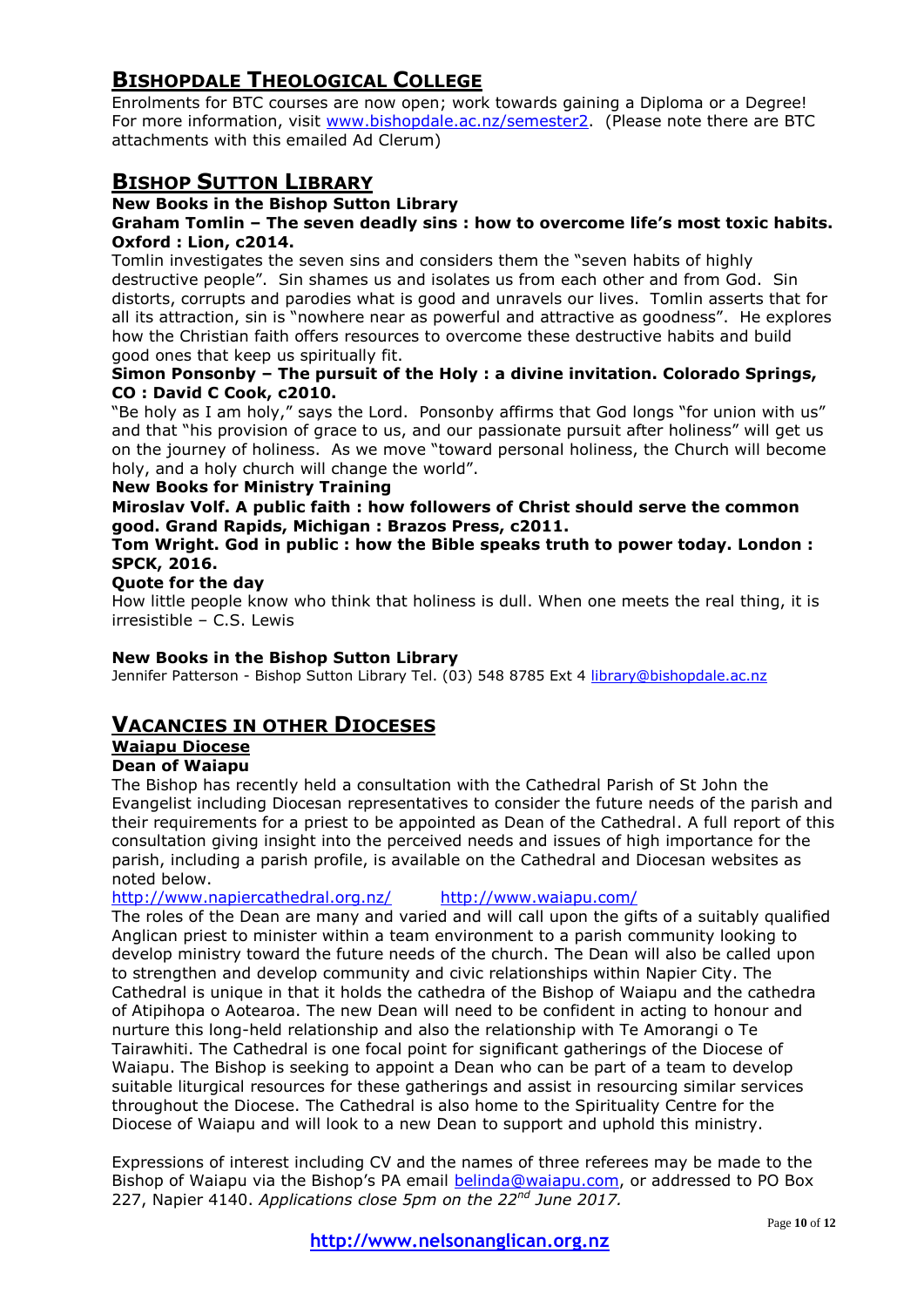## Bishopdale Theological College

Enrolments for BTC courses are now open; work towards gaining a Diploma or a Degree! For more information, visit www.bishopdale.ac.nz/semester2. (Please note there are BTC attachments with this emailed Ad Clerum)

## Bishop Sutton Library

**New Books in the Bishop Sutton Library**

**Graham Tomlin – The seven deadly sins : how to overcome life's most toxic habits. Oxford : Lion, c2014.**

Tomlin investigates the seven sins and considers them the "seven habits of highly destructive people". Sin shames us and isolates us from each other and from God. Sin distorts, corrupts and parodies what is good and unravels our lives. Tomlin asserts that for all its attraction, sin is "nowhere near as powerful and attractive as goodness". He explores how the Christian faith offers resources to overcome these destructive habits and build good ones that keep us spiritually fit.

**Simon Ponsonby – The pursuit of the Holy : a divine invitation. Colorado Springs, CO : David C Cook, c2010.**

"Be holy as I am holy," says the Lord. Ponsonby affirms that God longs "for union with us" and that "his provision of grace to us, and our passionate pursuit after holiness" will get us on the journey of holiness. As we move "toward personal holiness, the Church will become holy, and a holy church will change the world".

**New Books for Ministry Training**

**Miroslav Volf. A public faith : how followers of Christ should serve the common good. Grand Rapids, Michigan : Brazos Press, c2011.**

**Tom Wright. God in public : how the Bible speaks truth to power today. London : SPCK, 2016.**

**Quote for the day**

How little people know who think that holiness is dull. When one meets the real thing, it is irresistible – C.S. Lewis

**New Books in the Bishop Sutton Library**

Jennifer Patterson - Bishop Sutton Library Tel. (03) 548 8785 Ext 4 library@bishopdale.ac.nz

## Vacancies in other Dioceses

**Waipau Diocese**

**Dean of Waiapu**

The Bishop has recently held a consultation with the Cathedral Parish of St John the Evangelist including Diocesan representatives to consider the future needs of the parish and their requirements for a priest to be appointed as Dean of the Cathedral. A full report of this consultation giving insight into the perceived needs and issues of high importance for the parish, including a parish profile, is available on the Cathedral and Diocesan websites as noted below.

http://www.napiercathedral.org.nz/ http://www.waiapu.com/

The roles of the Dean are many and varied and will call upon the gifts of a suitably qualified Anglican priest to minister within a team environment to a parish community looking to develop ministry toward the future needs of the church. The Dean will also be called upon to strengthen and develop community and civic relationships within Napier City. The Cathedral is unique in that it holds the cathedra of the Bishop of Waiapu and the cathedra of Atipihopa o Aotearoa. The new Dean will need to be confident in acting to honour and nurture this long-held relationship and also the relationship with Te Amorangi o Te Tairawhiti. The Cathedral is one focal point for significant gatherings of the Diocese of Waiapu. The Bishop is seeking to appoint a Dean who can be part of a team to develop suitable liturgical resources for these gatherings and assist in resourcing similar services throughout the Diocese. The Cathedral is also home to the Spirituality Centre for the Diocese of Waiapu and will look to a new Dean to support and uphold this ministry.

Expressions of interest including CV and the names of three referees may be made to the Bishop of Waiapu via the Bishop's PA email belinda@waiapu.com, or addressed to PO Box 227, Napier 4140. *Applications close 5pm on the 22nd June 2017.*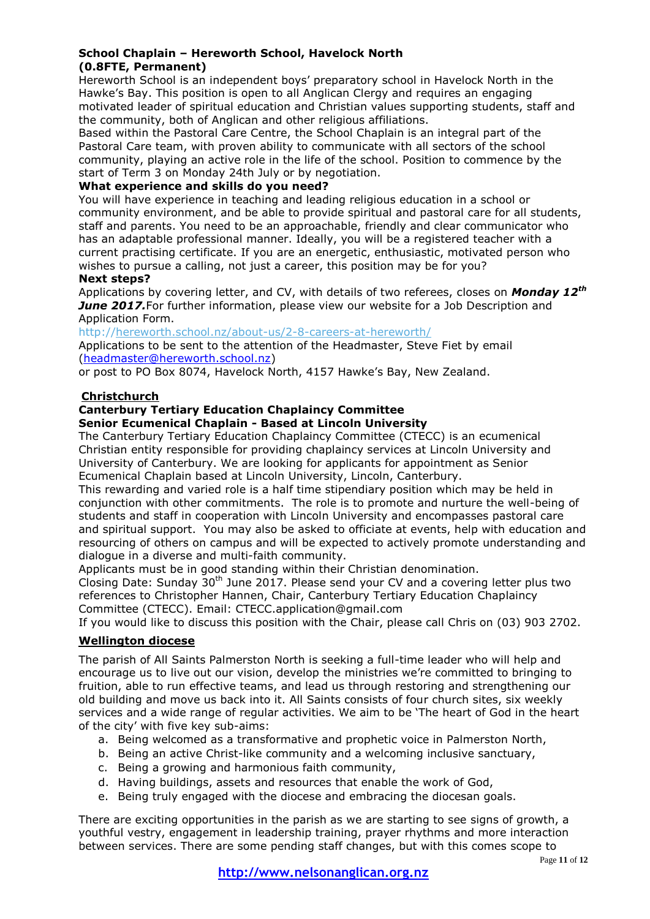**School Chaplain – Hereworth School, Havelock North**
**(0.8FTE, Permanent)**

Hereworth School is an independent boys' preparatory school in Havelock North in the Hawke's Bay. This position is open to all Anglican Clergy and requires an engaging motivated leader of spiritual education and Christian values supporting students, staff and the community, both of Anglican and other religious affiliations.

Based within the Pastoral Care Centre, the School Chaplain is an integral part of the Pastoral Care team, with proven ability to communicate with all sectors of the school community, playing an active role in the life of the school. Position to commence by the start of Term 3 on Monday 24th July or by negotiation.

**What experience and skills do you need?**

You will have experience in teaching and leading religious education in a school or community environment, and be able to provide spiritual and pastoral care for all students, staff and parents. You need to be an approachable, friendly and clear communicator who has an adaptable professional manner. Ideally, you will be a registered teacher with a current practising certificate. If you are an energetic, enthusiastic, motivated person who wishes to pursue a calling, not just a career, this position may be for you?

**Next steps?**

Applications by covering letter, and CV, with details of two referees, closes on ***Monday 12th June 2017.*** For further information, please view our website for a Job Description and Application Form.

http://hereworth.school.nz/about-us/2-8-careers-at-hereworth/

Applications to be sent to the attention of the Headmaster, Steve Fiet by email (headmaster@hereworth.school.nz)

or post to PO Box 8074, Havelock North, 4157 Hawke's Bay, New Zealand.

**Christchurch**

**Canterbury Tertiary Education Chaplaincy Committee**
**Senior Ecumenical Chaplain - Based at Lincoln University**

The Canterbury Tertiary Education Chaplaincy Committee (CTECC) is an ecumenical Christian entity responsible for providing chaplaincy services at Lincoln University and University of Canterbury. We are looking for applicants for appointment as Senior Ecumenical Chaplain based at Lincoln University, Lincoln, Canterbury.

This rewarding and varied role is a half time stipendiary position which may be held in conjunction with other commitments. The role is to promote and nurture the well-being of students and staff in cooperation with Lincoln University and encompasses pastoral care and spiritual support. You may also be asked to officiate at events, help with education and resourcing of others on campus and will be expected to actively promote understanding and dialogue in a diverse and multi-faith community.

Applicants must be in good standing within their Christian denomination.

Closing Date: Sunday 30th June 2017. Please send your CV and a covering letter plus two references to Christopher Hannen, Chair, Canterbury Tertiary Education Chaplaincy Committee (CTECC). Email: CTECC.application@gmail.com

If you would like to discuss this position with the Chair, please call Chris on (03) 903 2702.

**Wellington diocese**

The parish of All Saints Palmerston North is seeking a full-time leader who will help and encourage us to live out our vision, develop the ministries we're committed to bringing to fruition, able to run effective teams, and lead us through restoring and strengthening our old building and move us back into it. All Saints consists of four church sites, six weekly services and a wide range of regular activities. We aim to be 'The heart of God in the heart of the city' with five key sub-aims:

a. Being welcomed as a transformative and prophetic voice in Palmerston North,
b. Being an active Christ-like community and a welcoming inclusive sanctuary,
c. Being a growing and harmonious faith community,
d. Having buildings, assets and resources that enable the work of God,
e. Being truly engaged with the diocese and embracing the diocesan goals.

There are exciting opportunities in the parish as we are starting to see signs of growth, a youthful vestry, engagement in leadership training, prayer rhythms and more interaction between services. There are some pending staff changes, but with this comes scope to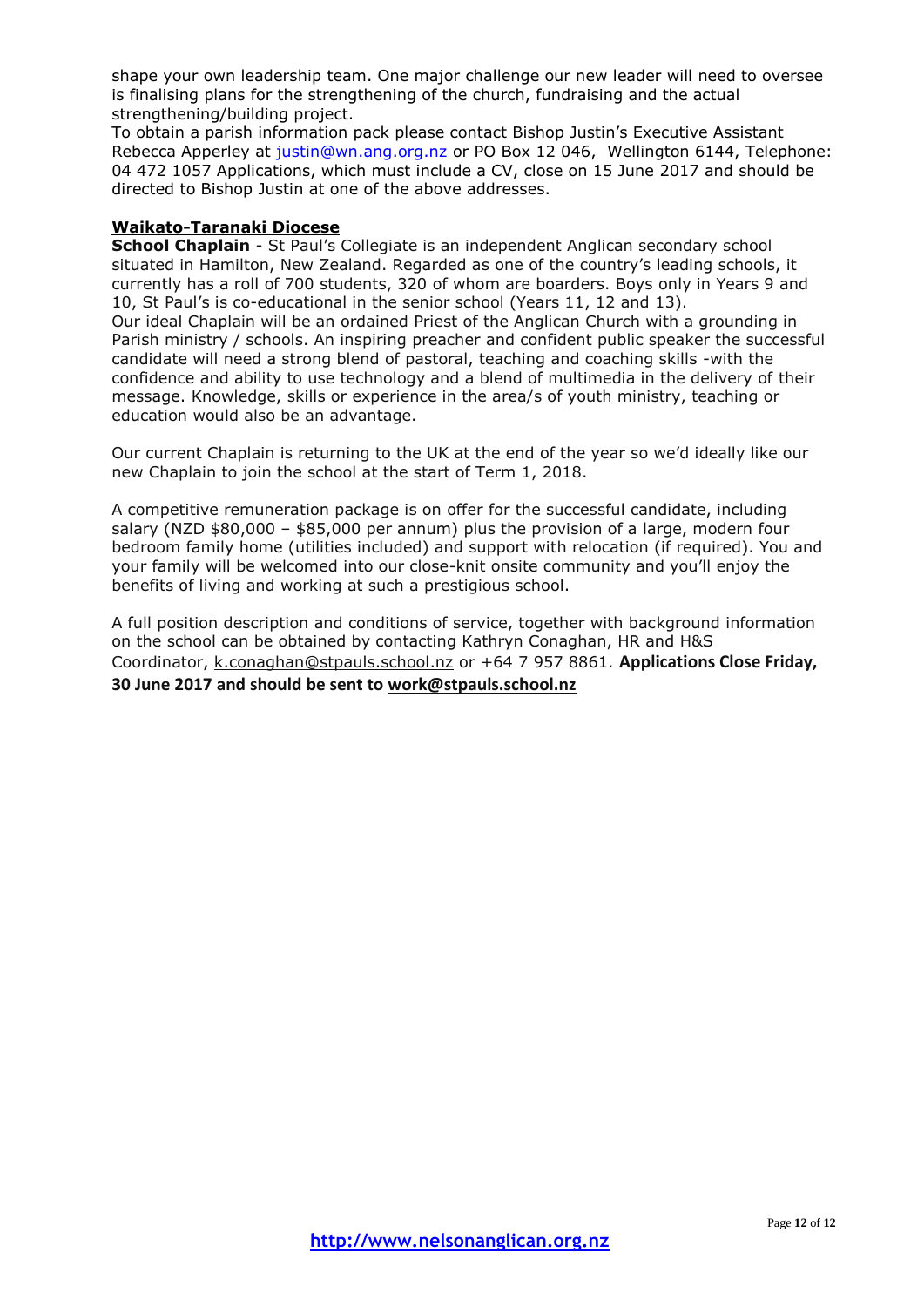shape your own leadership team. One major challenge our new leader will need to oversee is finalising plans for the strengthening of the church, fundraising and the actual strengthening/building project.
To obtain a parish information pack please contact Bishop Justin's Executive Assistant Rebecca Apperley at justin@wn.ang.org.nz or PO Box 12 046, Wellington 6144, Telephone: 04 472 1057 Applications, which must include a CV, close on 15 June 2017 and should be directed to Bishop Justin at one of the above addresses.

## Waikato-Taranaki Diocese

**School Chaplain** - St Paul's Collegiate is an independent Anglican secondary school situated in Hamilton, New Zealand. Regarded as one of the country's leading schools, it currently has a roll of 700 students, 320 of whom are boarders. Boys only in Years 9 and 10, St Paul's is co-educational in the senior school (Years 11, 12 and 13).
Our ideal Chaplain will be an ordained Priest of the Anglican Church with a grounding in Parish ministry / schools. An inspiring preacher and confident public speaker the successful candidate will need a strong blend of pastoral, teaching and coaching skills -with the confidence and ability to use technology and a blend of multimedia in the delivery of their message. Knowledge, skills or experience in the area/s of youth ministry, teaching or education would also be an advantage.

Our current Chaplain is returning to the UK at the end of the year so we'd ideally like our new Chaplain to join the school at the start of Term 1, 2018.

A competitive remuneration package is on offer for the successful candidate, including salary (NZD $80,000 – $85,000 per annum) plus the provision of a large, modern four bedroom family home (utilities included) and support with relocation (if required). You and your family will be welcomed into our close-knit onsite community and you'll enjoy the benefits of living and working at such a prestigious school.

A full position description and conditions of service, together with background information on the school can be obtained by contacting Kathryn Conaghan, HR and H&S Coordinator, k.conaghan@stpauls.school.nz or +64 7 957 8861. **Applications Close Friday, 30 June 2017 and should be sent to work@stpauls.school.nz**

http://www.nelsonanglican.org.nz